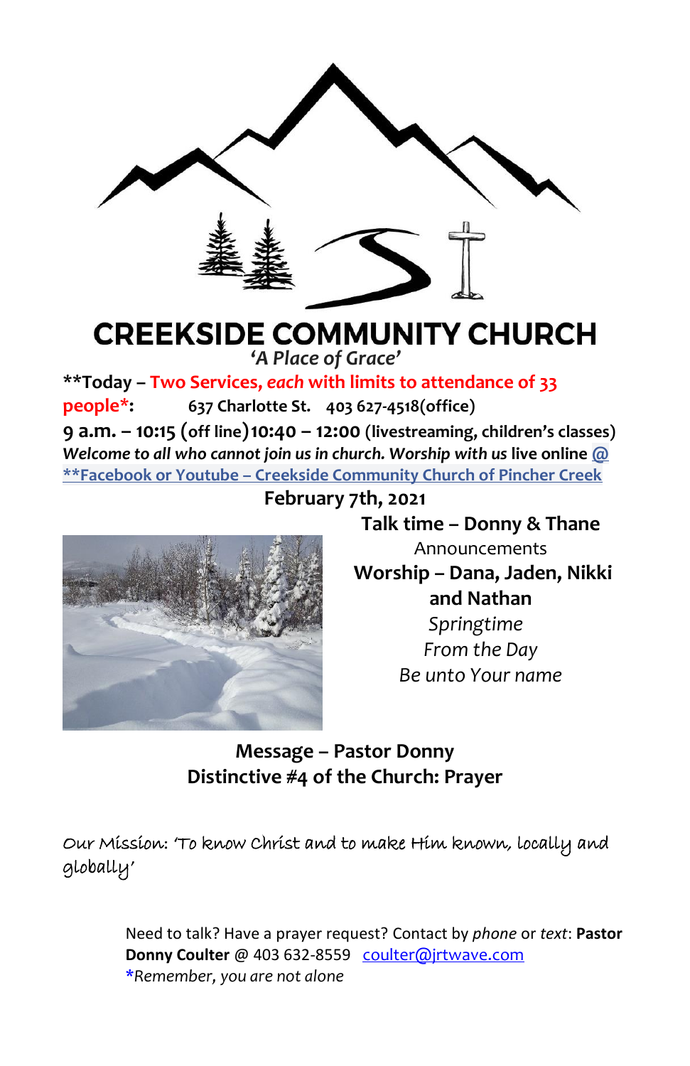# CREEKSIDE COMMUNITY CHURCH

*'A Place of Grace'*

**Today – Two Services, *each* with limits to attendance of 33 people*: 637 Charlotte St. 403 627-4518(office)**

**9 a.m. – 10:15 (off line)10:40 – 12:00 (livestreaming, children's classes)**

***Welcome to all who cannot join us in church. Worship with us* live online @ **Facebook or Youtube – Creekside Community Church of Pincher Creek**

**February 7th, 2021**

**Talk time – Donny & Thane**

Announcements

**Worship – Dana, Jaden, Nikki and Nathan**

*Springtime*

*From the Day*

*Be unto Your name*

**Message – Pastor Donny**

**Distinctive #4 of the Church: Prayer**

Our Mission: 'To know Christ and to make Him known, locally and globally'

Need to talk? Have a prayer request? Contact by *phone* or *text*: **Pastor Donny Coulter** @ 403 632-8559 coulter@jrtwave.com

**Remember, you are not alone*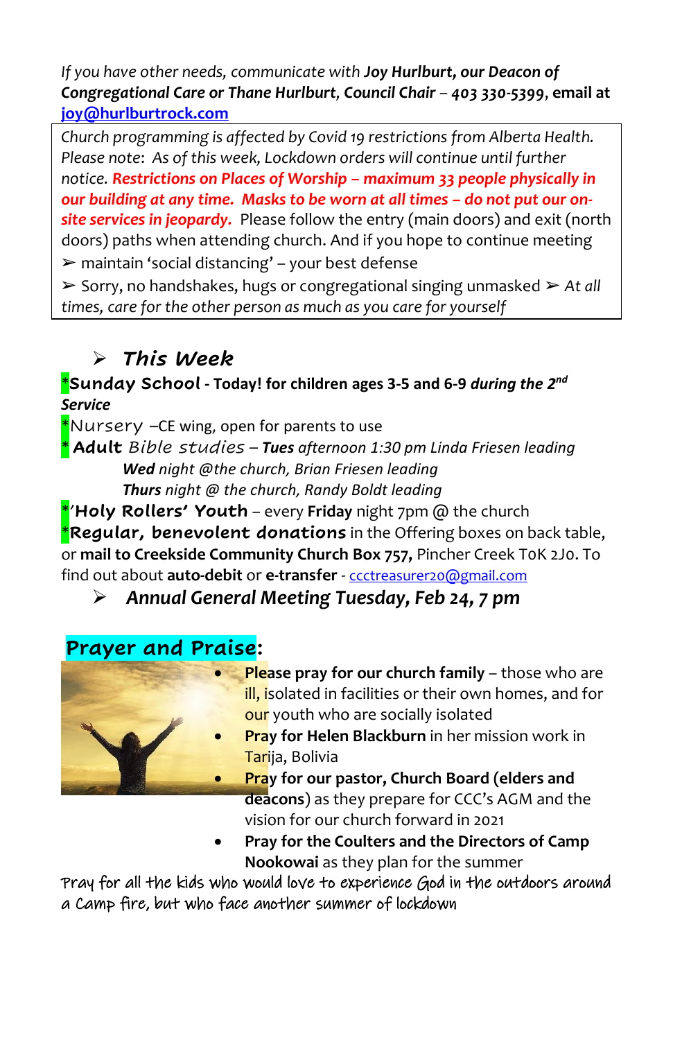*If you have other needs, communicate with **Joy Hurlburt, our Deacon of Congregational Care or Thane Hurlburt, Council Chair** – **403 330-5399**,* **email at** [**joy@hurlburtrock.com**](mailto:joy@hurlburtrock.com)

Church programming is affected by Covid 19 restrictions from Alberta Health. Please note: *As of this week, Lockdown orders will continue until further notice.* ***Restrictions on Places of Worship – maximum 33 people physically in our building at any time. Masks to be worn at all times – do not put our on-site services in jeopardy.*** Please follow the entry (main doors) and exit (north doors) paths when attending church. And if you hope to continue meeting

➢ maintain 'social distancing' – your best defense

➢ Sorry, no handshakes, hugs or congregational singing unmasked ➢ *At all times, care for the other person as much as you care for yourself*

## ➢ *This Week*

***Sunday School** - Today! for children ages 3-5 and 6-9 **during the 2nd Service***

*Nursery –CE wing, open for parents to use

* **Adult** *Bible studies* – ***Tues** afternoon 1:30 pm Linda Friesen leading*

***Wed** night @the church, Brian Friesen leading*

***Thurs** night @ the church, Randy Boldt leading*

*'**Holy Rollers' Youth** – every **Friday** night 7pm @ the church

***Regular, benevolent donations** in the Offering boxes on back table, or **mail to Creekside Community Church Box 757,** Pincher Creek T0K 2J0. To find out about **auto-debit** or **e-transfer** - [ccctreasurer20@gmail.com](mailto:ccctreasurer20@gmail.com)

## ➢ *Annual General Meeting Tuesday, Feb 24, 7 pm*

## Prayer and Praise:

- **Please pray for our church family** – those who are ill, isolated in facilities or their own homes, and for our youth who are socially isolated
- **Pray for Helen Blackburn** in her mission work in Tarija, Bolivia
- **Pray for our pastor, Church Board (elders and deacons**) as they prepare for CCC's AGM and the vision for our church forward in 2021
- **Pray for the Coulters and the Directors of Camp Nookowai** as they plan for the summer

Pray for all the kids who would love to experience God in the outdoors around a Camp fire, but who face another summer of lockdown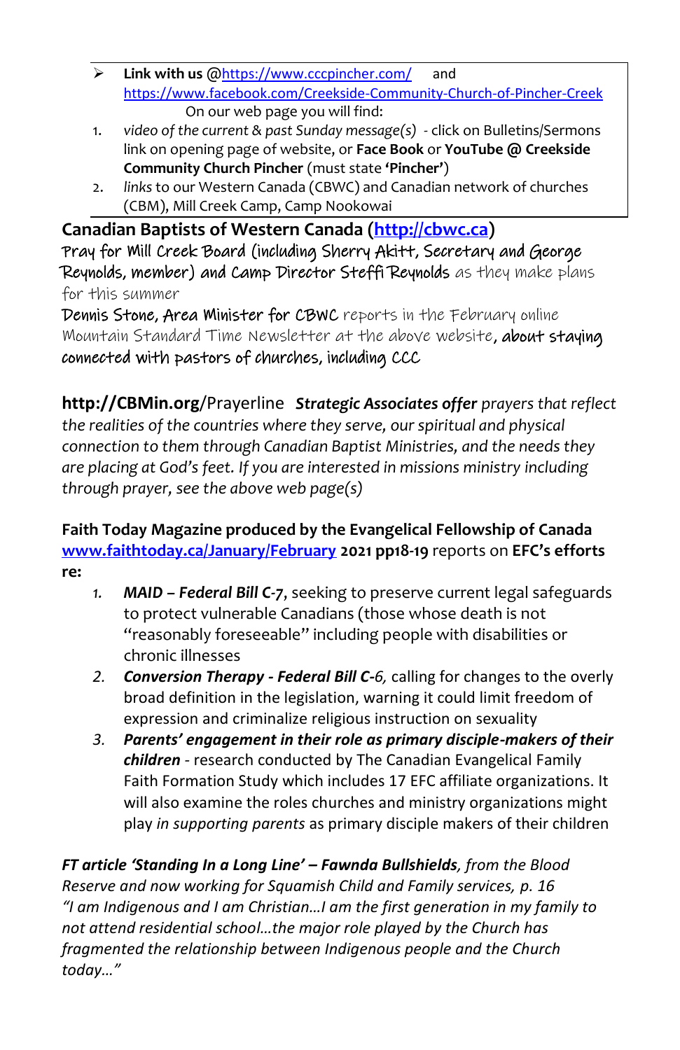- **Link with us** @https://www.cccpincher.com/ and https://www.facebook.com/Creekside-Community-Church-of-Pincher-Creek

  On our web page you will find:

1. *video of the current & past Sunday message(s)* - click on Bulletins/Sermons link on opening page of website, or **Face Book** or **YouTube @ Creekside Community Church Pincher** (must state **'Pincher'**)
2. *links* to our Western Canada (CBWC) and Canadian network of churches (CBM), Mill Creek Camp, Camp Nookowai

## Canadian Baptists of Western Canada (http://cbwc.ca)

Pray for Mill Creek Board (including Sherry Akitt, Secretary and George Reynolds, member) and Camp Director Steffi Reynolds as they make plans for this summer

Dennis Stone, Area Minister for CBWC reports in the February online Mountain Standard Time Newsletter at the above website, about staying connected with pastors of churches, including CCC

**http://CBMin.org**/Prayerline ***Strategic Associates offer*** *prayers that reflect the realities of the countries where they serve, our spiritual and physical connection to them through Canadian Baptist Ministries, and the needs they are placing at God's feet. If you are interested in missions ministry including through prayer, see the above web page(s)*

**Faith Today Magazine produced by the Evangelical Fellowship of Canada www.faithtoday.ca/January/February 2021 pp18-19** reports on **EFC's efforts re:**

1. ***MAID – Federal Bill C-7***, seeking to preserve current legal safeguards to protect vulnerable Canadians (those whose death is not "reasonably foreseeable" including people with disabilities or chronic illnesses
2. ***Conversion Therapy - Federal Bill C-6***, calling for changes to the overly broad definition in the legislation, warning it could limit freedom of expression and criminalize religious instruction on sexuality
3. ***Parents' engagement in their role as primary disciple-makers of their children*** - research conducted by The Canadian Evangelical Family Faith Formation Study which includes 17 EFC affiliate organizations. It will also examine the roles churches and ministry organizations might play *in supporting parents* as primary disciple makers of their children

***FT article 'Standing In a Long Line' – Fawnda Bullshields****, from the Blood Reserve and now working for Squamish Child and Family services, p. 16 "I am Indigenous and I am Christian…I am the first generation in my family to not attend residential school…the major role played by the Church has fragmented the relationship between Indigenous people and the Church today…"*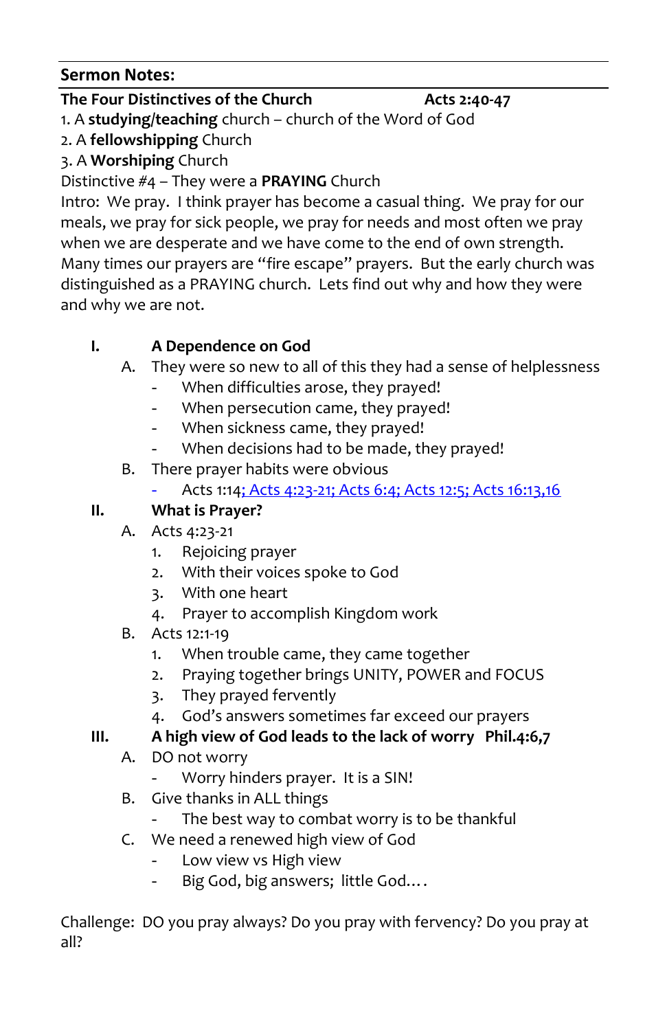**Sermon Notes:**

**The Four Distinctives of the Church** **Acts 2:40-47**

1. A **studying/teaching** church – church of the Word of God
2. A **fellowshipping** Church
3. A **Worshiping** Church

Distinctive #4 – They were a **PRAYING** Church

Intro: We pray. I think prayer has become a casual thing. We pray for our meals, we pray for sick people, we pray for needs and most often we pray when we are desperate and we have come to the end of own strength. Many times our prayers are "fire escape" prayers. But the early church was distinguished as a PRAYING church. Lets find out why and how they were and why we are not.

I. **A Dependence on God**
   - A. They were so new to all of this they had a sense of helplessness
     - When difficulties arose, they prayed!
     - When persecution came, they prayed!
     - When sickness came, they prayed!
     - When decisions had to be made, they prayed!
   - B. There prayer habits were obvious
     - Acts 1:14; Acts 4:23-21; Acts 6:4; Acts 12:5; Acts 16:13,16

II. **What is Prayer?**
   - A. Acts 4:23-21
     1. Rejoicing prayer
     2. With their voices spoke to God
     3. With one heart
     4. Prayer to accomplish Kingdom work
   - B. Acts 12:1-19
     1. When trouble came, they came together
     2. Praying together brings UNITY, POWER and FOCUS
     3. They prayed fervently
     4. God's answers sometimes far exceed our prayers

III. **A high view of God leads to the lack of worry Phil.4:6,7**
   - A. DO not worry
     - Worry hinders prayer. It is a SIN!
   - B. Give thanks in ALL things
     - The best way to combat worry is to be thankful
   - C. We need a renewed high view of God
     - Low view vs High view
     - Big God, big answers; little God....

Challenge: DO you pray always? Do you pray with fervency? Do you pray at all?